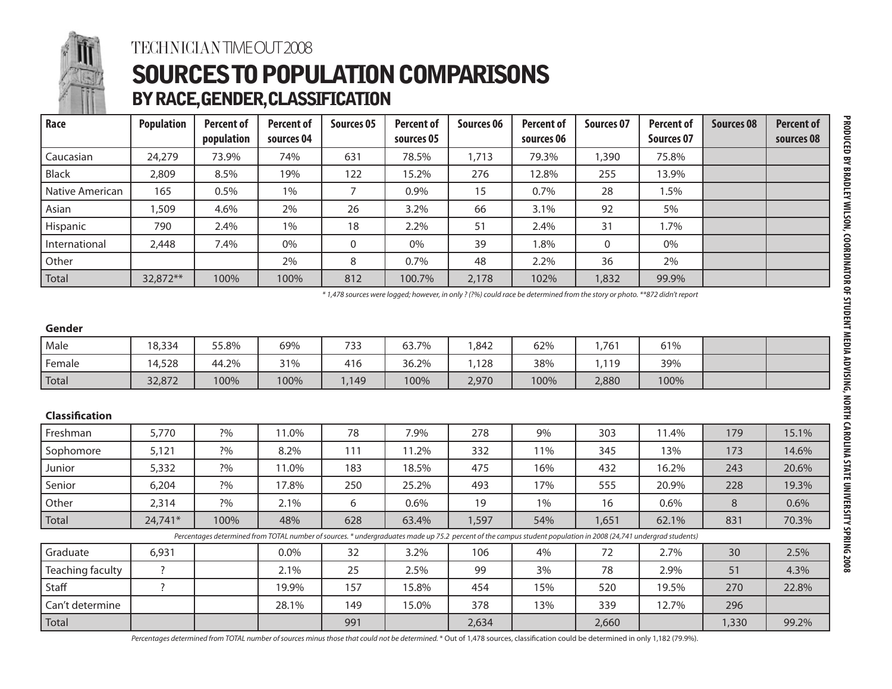TECHNICIAN TIMEOUT 2008

# SOURCES TO POPULATION COMPARISONS

## BY RACE, GENDER, CLASSIFICATION

| Race | Population | Percent of population | Percent of sources 04 | Sources 05 | Percent of sources 05 | Sources 06 | Percent of sources 06 | Sources 07 | Percent of Sources 07 | Sources 08 | Percent of sources 08 |
|---|---|---|---|---|---|---|---|---|---|---|---|
| Caucasian | 24,279 | 73.9% | 74% | 631 | 78.5% | 1,713 | 79.3% | 1,390 | 75.8% | | |
| Black | 2,809 | 8.5% | 19% | 122 | 15.2% | 276 | 12.8% | 255 | 13.9% | | |
| Native American | 165 | 0.5% | 1% | 7 | 0.9% | 15 | 0.7% | 28 | 1.5% | | |
| Asian | 1,509 | 4.6% | 2% | 26 | 3.2% | 66 | 3.1% | 92 | 5% | | |
| Hispanic | 790 | 2.4% | 1% | 18 | 2.2% | 51 | 2.4% | 31 | 1.7% | | |
| International | 2,448 | 7.4% | 0% | 0 | 0% | 39 | 1.8% | 0 | 0% | | |
| Other | | | 2% | 8 | 0.7% | 48 | 2.2% | 36 | 2% | | |
| Total | 32,872** | 100% | 100% | 812 | 100.7% | 2,178 | 102% | 1,832 | 99.9% | | |

*\* 1,478 sources were logged; however, in only ? (?%) could race be determined from the story or photo. \*\*872 didn't report*

**Gender**

| Gender | Population | Percent of population | Percent of sources 04 | Sources 05 | Percent of sources 05 | Sources 06 | Percent of sources 06 | Sources 07 | Percent of Sources 07 | Sources 08 | Percent of sources 08 |
|---|---|---|---|---|---|---|---|---|---|---|---|
| Male | 18,334 | 55.8% | 69% | 733 | 63.7% | 1,842 | 62% | 1,761 | 61% | | |
| Female | 14,528 | 44.2% | 31% | 416 | 36.2% | 1,128 | 38% | 1,119 | 39% | | |
| Total | 32,872 | 100% | 100% | 1,149 | 100% | 2,970 | 100% | 2,880 | 100% | | |

**Classification**

| Classification | Population | Percent of population | Percent of sources 04 | Sources 05 | Percent of sources 05 | Sources 06 | Percent of sources 06 | Sources 07 | Percent of Sources 07 | Sources 08 | Percent of sources 08 |
|---|---|---|---|---|---|---|---|---|---|---|---|
| Freshman | 5,770 | ?% | 11.0% | 78 | 7.9% | 278 | 9% | 303 | 11.4% | 179 | 15.1% |
| Sophomore | 5,121 | ?% | 8.2% | 111 | 11.2% | 332 | 11% | 345 | 13% | 173 | 14.6% |
| Junior | 5,332 | ?% | 11.0% | 183 | 18.5% | 475 | 16% | 432 | 16.2% | 243 | 20.6% |
| Senior | 6,204 | ?% | 17.8% | 250 | 25.2% | 493 | 17% | 555 | 20.9% | 228 | 19.3% |
| Other | 2,314 | ?% | 2.1% | 6 | 0.6% | 19 | 1% | 16 | 0.6% | 8 | 0.6% |
| Total | 24,741* | 100% | 48% | 628 | 63.4% | 1,597 | 54% | 1,651 | 62.1% | 831 | 70.3% |

*Percentages determined from TOTAL number of sources. \* undergraduates made up 75.2 percent of the campus student population in 2008 (24,741 undergrad students)*

| Classification | Population | Percent of population | Percent of sources 04 | Sources 05 | Percent of sources 05 | Sources 06 | Percent of sources 06 | Sources 07 | Percent of Sources 07 | Sources 08 | Percent of sources 08 |
|---|---|---|---|---|---|---|---|---|---|---|---|
| Graduate | 6,931 | | 0.0% | 32 | 3.2% | 106 | 4% | 72 | 2.7% | 30 | 2.5% |
| Teaching faculty | ? | | 2.1% | 25 | 2.5% | 99 | 3% | 78 | 2.9% | 51 | 4.3% |
| Staff | ? | | 19.9% | 157 | 15.8% | 454 | 15% | 520 | 19.5% | 270 | 22.8% |
| Can't determine | | | 28.1% | 149 | 15.0% | 378 | 13% | 339 | 12.7% | 296 | |
| Total | | | | 991 | | 2,634 | | 2,660 | | 1,330 | 99.2% |

*Percentages determined from TOTAL number of sources minus those that could not be determined.* \* Out of 1,478 sources, classification could be determined in only 1,182 (79.9%).

PRODUCED BY BRADLEY WILSON, COORDINATOR OF STUDENT MEDIA ADVISING, NORTH CAROLINA STATE UNIVERSITY SPRING 2008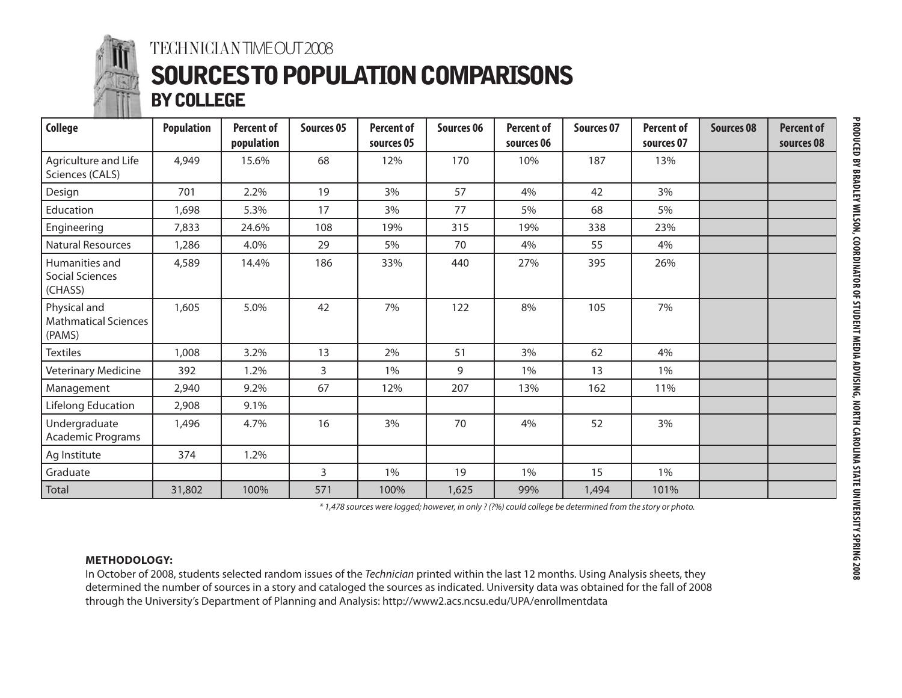TECHNICIAN TIME OUT 2008

# SOURCES TO POPULATION COMPARISONS

## BY COLLEGE

| College | Population | Percent of population | Sources 05 | Percent of sources 05 | Sources 06 | Percent of sources 06 | Sources 07 | Percent of sources 07 | Sources 08 | Percent of sources 08 |
|---|---|---|---|---|---|---|---|---|---|---|
| Agriculture and Life Sciences (CALS) | 4,949 | 15.6% | 68 | 12% | 170 | 10% | 187 | 13% | | |
| Design | 701 | 2.2% | 19 | 3% | 57 | 4% | 42 | 3% | | |
| Education | 1,698 | 5.3% | 17 | 3% | 77 | 5% | 68 | 5% | | |
| Engineering | 7,833 | 24.6% | 108 | 19% | 315 | 19% | 338 | 23% | | |
| Natural Resources | 1,286 | 4.0% | 29 | 5% | 70 | 4% | 55 | 4% | | |
| Humanities and Social Sciences (CHASS) | 4,589 | 14.4% | 186 | 33% | 440 | 27% | 395 | 26% | | |
| Physical and Mathmatical Sciences (PAMS) | 1,605 | 5.0% | 42 | 7% | 122 | 8% | 105 | 7% | | |
| Textiles | 1,008 | 3.2% | 13 | 2% | 51 | 3% | 62 | 4% | | |
| Veterinary Medicine | 392 | 1.2% | 3 | 1% | 9 | 1% | 13 | 1% | | |
| Management | 2,940 | 9.2% | 67 | 12% | 207 | 13% | 162 | 11% | | |
| Lifelong Education | 2,908 | 9.1% | | | | | | | | |
| Undergraduate Academic Programs | 1,496 | 4.7% | 16 | 3% | 70 | 4% | 52 | 3% | | |
| Ag Institute | 374 | 1.2% | | | | | | | | |
| Graduate | | | 3 | 1% | 19 | 1% | 15 | 1% | | |
| Total | 31,802 | 100% | 571 | 100% | 1,625 | 99% | 1,494 | 101% | | |

*\* 1,478 sources were logged; however, in only ? (?%) could college be determined from the story or photo.*

**METHODOLOGY:**
In October of 2008, students selected random issues of the *Technician* printed within the last 12 months. Using Analysis sheets, they determined the number of sources in a story and cataloged the sources as indicated. University data was obtained for the fall of 2008 through the University's Department of Planning and Analysis: http://www2.acs.ncsu.edu/UPA/enrollmentdata

PRODUCED BY BRADLEY WILSON, COORDINATOR OF STUDENT MEDIA ADVISING, NORTH CAROLINA STATE UNIVERSITY SPRING 2008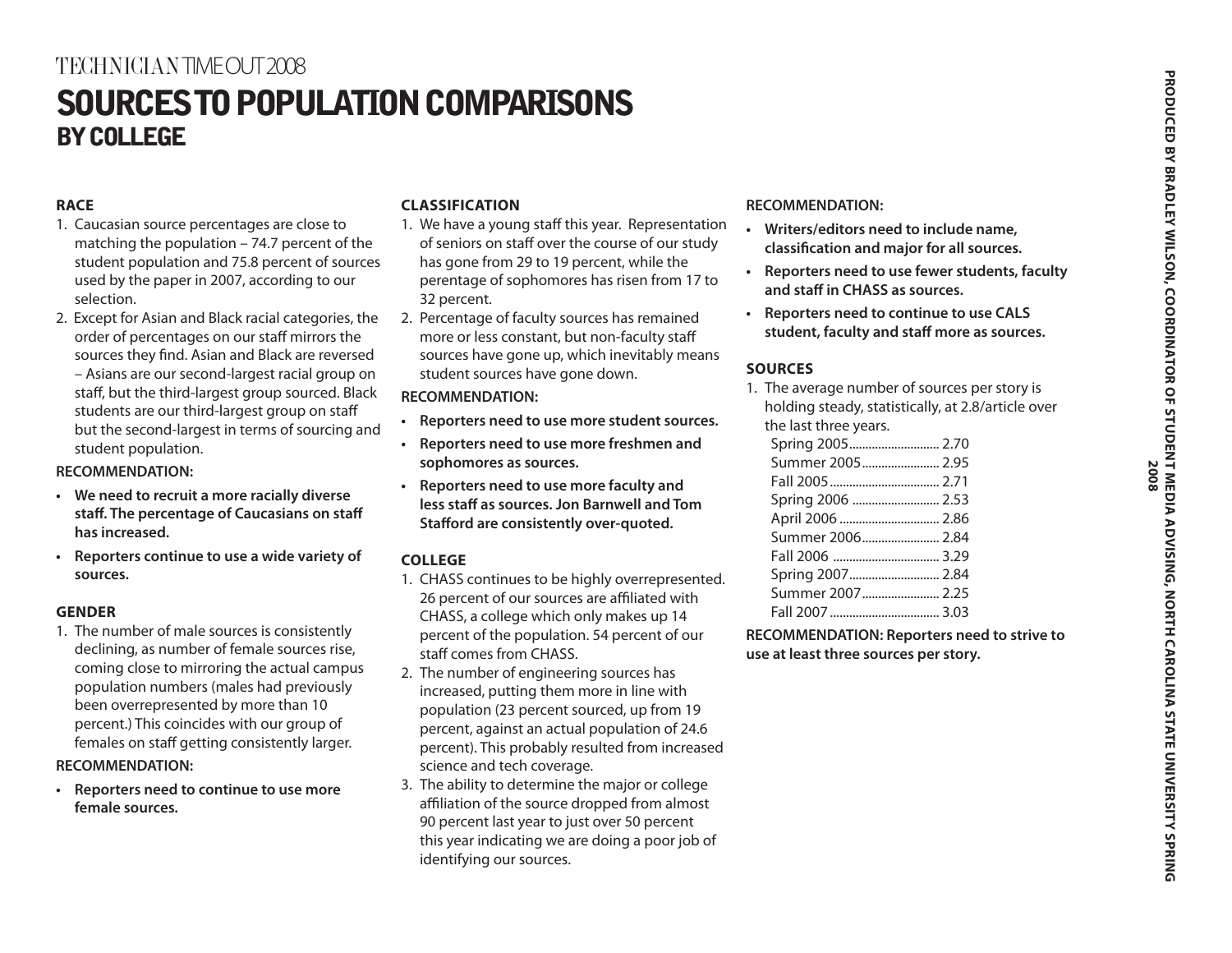TECHNICIAN TIME OUT 2008

# SOURCES TO POPULATION COMPARISONS
## BY COLLEGE

### RACE

1. Caucasian source percentages are close to matching the population – 74.7 percent of the student population and 75.8 percent of sources used by the paper in 2007, according to our selection.
2. Except for Asian and Black racial categories, the order of percentages on our staff mirrors the sources they find. Asian and Black are reversed – Asians are our second-largest racial group on staff, but the third-largest group sourced. Black students are our third-largest group on staff but the second-largest in terms of sourcing and student population.

**RECOMMENDATION:**

- **We need to recruit a more racially diverse staff. The percentage of Caucasians on staff has increased.**
- **Reporters continue to use a wide variety of sources.**

### GENDER

1. The number of male sources is consistently declining, as number of female sources rise, coming close to mirroring the actual campus population numbers (males had previously been overrepresented by more than 10 percent.) This coincides with our group of females on staff getting consistently larger.

**RECOMMENDATION:**

- **Reporters need to continue to use more female sources.**

### CLASSIFICATION

1. We have a young staff this year. Representation of seniors on staff over the course of our study has gone from 29 to 19 percent, while the perentage of sophomores has risen from 17 to 32 percent.
2. Percentage of faculty sources has remained more or less constant, but non-faculty staff sources have gone up, which inevitably means student sources have gone down.

**RECOMMENDATION:**

- **Reporters need to use more student sources.**
- **Reporters need to use more freshmen and sophomores as sources.**
- **Reporters need to use more faculty and less staff as sources. Jon Barnwell and Tom Stafford are consistently over-quoted.**

### COLLEGE

1. CHASS continues to be highly overrepresented. 26 percent of our sources are affiliated with CHASS, a college which only makes up 14 percent of the population. 54 percent of our staff comes from CHASS.
2. The number of engineering sources has increased, putting them more in line with population (23 percent sourced, up from 19 percent, against an actual population of 24.6 percent). This probably resulted from increased science and tech coverage.
3. The ability to determine the major or college affiliation of the source dropped from almost 90 percent last year to just over 50 percent this year indicating we are doing a poor job of identifying our sources.

**RECOMMENDATION:**

- **Writers/editors need to include name, classification and major for all sources.**
- **Reporters need to use fewer students, faculty and staff in CHASS as sources.**
- **Reporters need to continue to use CALS student, faculty and staff more as sources.**

### SOURCES

1. The average number of sources per story is holding steady, statistically, at 2.8/article over the last three years.

| Term | Sources |
|---|---|
| Spring 2005 | 2.70 |
| Summer 2005 | 2.95 |
| Fall 2005 | 2.71 |
| Spring 2006 | 2.53 |
| April 2006 | 2.86 |
| Summer 2006 | 2.84 |
| Fall 2006 | 3.29 |
| Spring 2007 | 2.84 |
| Summer 2007 | 2.25 |
| Fall 2007 | 3.03 |

**RECOMMENDATION: Reporters need to strive to use at least three sources per story.**

**PRODUCED BY BRADLEY WILSON, COORDINATOR OF STUDENT MEDIA ADVISING, NORTH CAROLINA STATE UNIVERSITY SPRING 2008**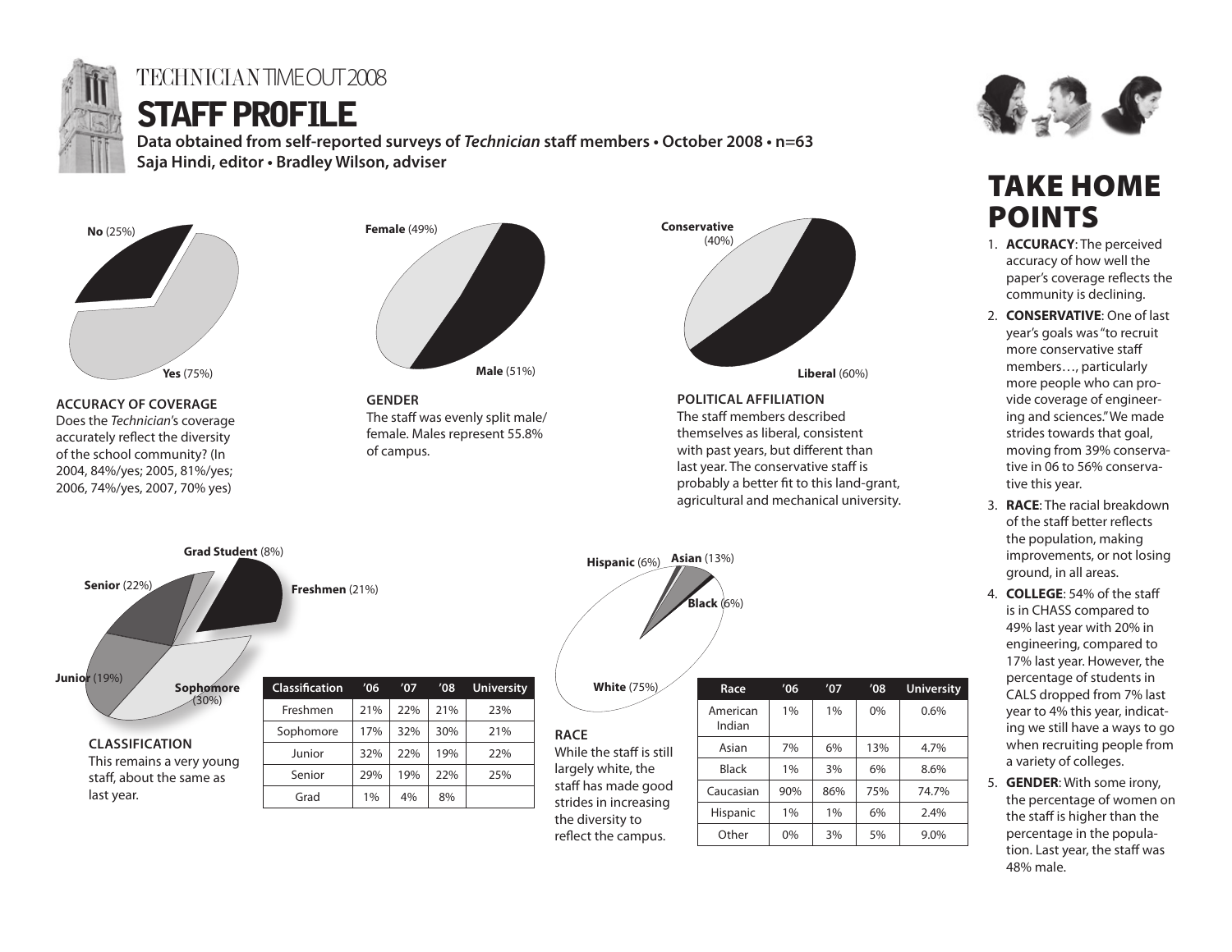TECHNICIAN TIMEOUT 2008

# STAFF PROFILE

**Data obtained from self-reported surveys of *Technician* staff members • October 2008 • n=63**
**Saja Hindi, editor • Bradley Wilson, adviser**

**No** (25%)
**Yes** (75%)

**ACCURACY OF COVERAGE**
Does the *Technician*'s coverage accurately reflect the diversity of the school community? (In 2004, 84%/yes; 2005, 81%/yes; 2006, 74%/yes, 2007, 70% yes)

**Female** (49%)
**Male** (51%)

**GENDER**
The staff was evenly split male/female. Males represent 55.8% of campus.

**Conservative** (40%)
**Liberal** (60%)

**POLITICAL AFFILIATION**
The staff members described themselves as liberal, consistent with past years, but different than last year. The conservative staff is probably a better fit to this land-grant, agricultural and mechanical university.

**Grad Student** (8%)
**Freshmen** (21%)
**Senior** (22%)
**Junior** (19%)
**Sophomore** (30%)

**CLASSIFICATION**
This remains a very young staff, about the same as last year.

| Classification | '06 | '07 | '08 | University |
|---|---|---|---|---|
| Freshmen | 21% | 22% | 21% | 23% |
| Sophomore | 17% | 32% | 30% | 21% |
| Junior | 32% | 22% | 19% | 22% |
| Senior | 29% | 19% | 22% | 25% |
| Grad | 1% | 4% | 8% | |

**Hispanic** (6%)
**Asian** (13%)
**Black** (6%)
**White** (75%)

**RACE**
While the staff is still largely white, the staff has made good strides in increasing the diversity to reflect the campus.

| Race | '06 | '07 | '08 | University |
|---|---|---|---|---|
| American Indian | 1% | 1% | 0% | 0.6% |
| Asian | 7% | 6% | 13% | 4.7% |
| Black | 1% | 3% | 6% | 8.6% |
| Caucasian | 90% | 86% | 75% | 74.7% |
| Hispanic | 1% | 1% | 6% | 2.4% |
| Other | 0% | 3% | 5% | 9.0% |

## TAKE HOME POINTS

1. **ACCURACY**: The perceived accuracy of how well the paper's coverage reflects the community is declining.
2. **CONSERVATIVE**: One of last year's goals was "to recruit more conservative staff members…, particularly more people who can provide coverage of engineering and sciences." We made strides towards that goal, moving from 39% conservative in 06 to 56% conservative this year.
3. **RACE**: The racial breakdown of the staff better reflects the population, making improvements, or not losing ground, in all areas.
4. **COLLEGE**: 54% of the staff is in CHASS compared to 49% last year with 20% in engineering, compared to 17% last year. However, the percentage of students in CALS dropped from 7% last year to 4% this year, indicating we still have a ways to go when recruiting people from a variety of colleges.
5. **GENDER**: With some irony, the percentage of women on the staff is higher than the percentage in the population. Last year, the staff was 48% male.